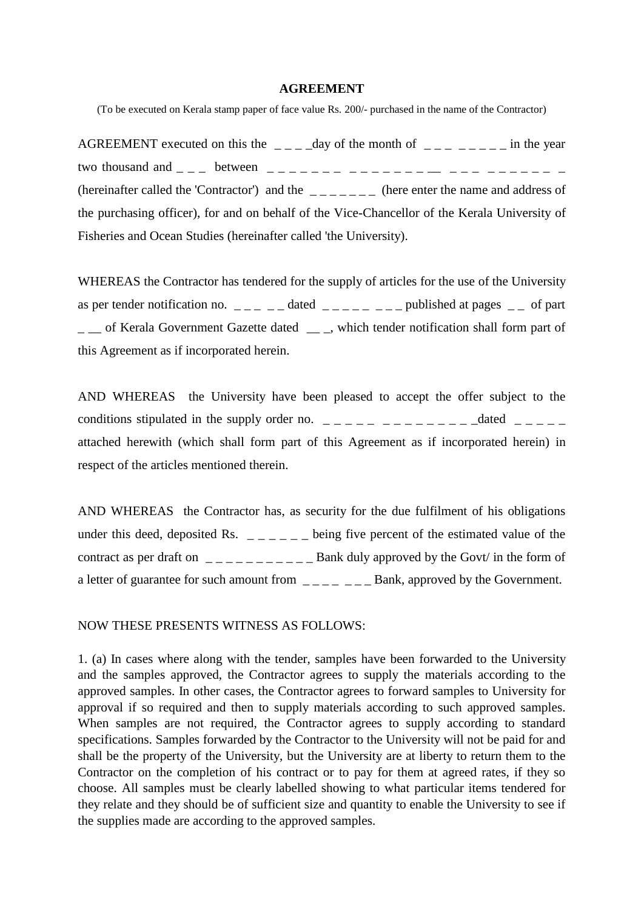**AGREEMENT**

(To be executed on Kerala stamp paper of face value Rs. 200/- purchased in the name of the Contractor)

AGREEMENT executed on this the _ _ _ _day of the month of _ _ _ _ _ _ _ _ in the year two thousand and _ _ _ between _ _ _ _ _ _ _ _ _ _ _ _ _ _ _ __ _ _ _ _ _ _ _ _ _ _ (hereinafter called the 'Contractor') and the _ _ _ _ _ _ _ (here enter the name and address of the purchasing officer), for and on behalf of the Vice-Chancellor of the Kerala University of Fisheries and Ocean Studies (hereinafter called 'the University).

WHEREAS the Contractor has tendered for the supply of articles for the use of the University as per tender notification no. _ _ _ _ _ dated _ _ _ _ _ _ _ _ published at pages _ _ of part _ __ of Kerala Government Gazette dated __ _, which tender notification shall form part of this Agreement as if incorporated herein.

AND WHEREAS the University have been pleased to accept the offer subject to the conditions stipulated in the supply order no. _ _ _ _ _ _ _ _ _ _ _ _ _ _ _dated _ _ _ _ _ attached herewith (which shall form part of this Agreement as if incorporated herein) in respect of the articles mentioned therein.

AND WHEREAS the Contractor has, as security for the due fulfilment of his obligations under this deed, deposited Rs. _ _ _ _ _ _ being five percent of the estimated value of the contract as per draft on _ _ _ _ _ _ _ _ _ _ _ Bank duly approved by the Govt/ in the form of a letter of guarantee for such amount from _ _ _ _ _ _ _ Bank, approved by the Government.

NOW THESE PRESENTS WITNESS AS FOLLOWS:

1. (a) In cases where along with the tender, samples have been forwarded to the University and the samples approved, the Contractor agrees to supply the materials according to the approved samples. In other cases, the Contractor agrees to forward samples to University for approval if so required and then to supply materials according to such approved samples. When samples are not required, the Contractor agrees to supply according to standard specifications. Samples forwarded by the Contractor to the University will not be paid for and shall be the property of the University, but the University are at liberty to return them to the Contractor on the completion of his contract or to pay for them at agreed rates, if they so choose. All samples must be clearly labelled showing to what particular items tendered for they relate and they should be of sufficient size and quantity to enable the University to see if the supplies made are according to the approved samples.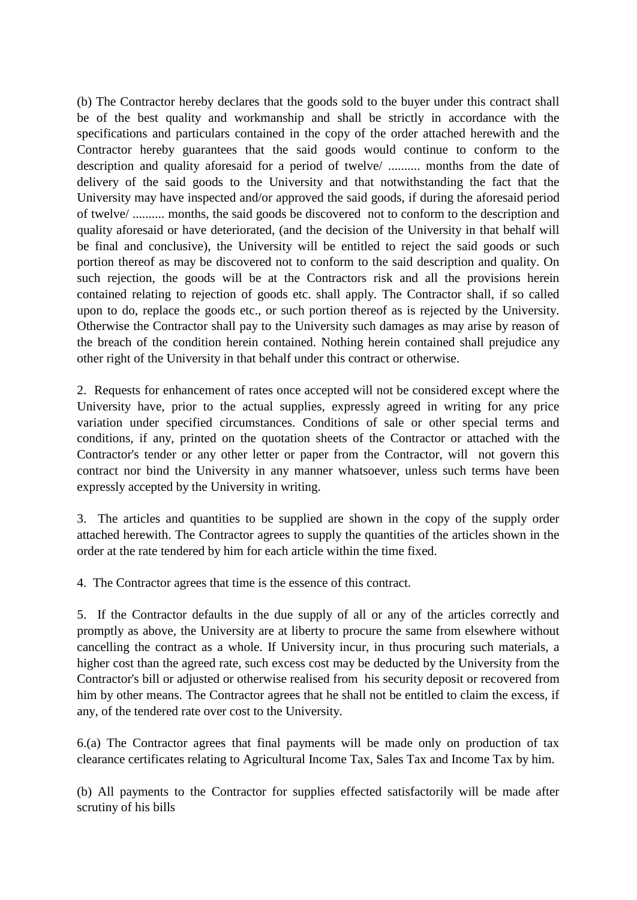(b) The Contractor hereby declares that the goods sold to the buyer under this contract shall be of the best quality and workmanship and shall be strictly in accordance with the specifications and particulars contained in the copy of the order attached herewith and the Contractor hereby guarantees that the said goods would continue to conform to the description and quality aforesaid for a period of twelve/ .......... months from the date of delivery of the said goods to the University and that notwithstanding the fact that the University may have inspected and/or approved the said goods, if during the aforesaid period of twelve/ .......... months, the said goods be discovered not to conform to the description and quality aforesaid or have deteriorated, (and the decision of the University in that behalf will be final and conclusive), the University will be entitled to reject the said goods or such portion thereof as may be discovered not to conform to the said description and quality. On such rejection, the goods will be at the Contractors risk and all the provisions herein contained relating to rejection of goods etc. shall apply. The Contractor shall, if so called upon to do, replace the goods etc., or such portion thereof as is rejected by the University. Otherwise the Contractor shall pay to the University such damages as may arise by reason of the breach of the condition herein contained. Nothing herein contained shall prejudice any other right of the University in that behalf under this contract or otherwise.

2. Requests for enhancement of rates once accepted will not be considered except where the University have, prior to the actual supplies, expressly agreed in writing for any price variation under specified circumstances. Conditions of sale or other special terms and conditions, if any, printed on the quotation sheets of the Contractor or attached with the Contractor's tender or any other letter or paper from the Contractor, will not govern this contract nor bind the University in any manner whatsoever, unless such terms have been expressly accepted by the University in writing.

3. The articles and quantities to be supplied are shown in the copy of the supply order attached herewith. The Contractor agrees to supply the quantities of the articles shown in the order at the rate tendered by him for each article within the time fixed.

4. The Contractor agrees that time is the essence of this contract.

5. If the Contractor defaults in the due supply of all or any of the articles correctly and promptly as above, the University are at liberty to procure the same from elsewhere without cancelling the contract as a whole. If University incur, in thus procuring such materials, a higher cost than the agreed rate, such excess cost may be deducted by the University from the Contractor's bill or adjusted or otherwise realised from his security deposit or recovered from him by other means. The Contractor agrees that he shall not be entitled to claim the excess, if any, of the tendered rate over cost to the University.

6.(a) The Contractor agrees that final payments will be made only on production of tax clearance certificates relating to Agricultural Income Tax, Sales Tax and Income Tax by him.

(b) All payments to the Contractor for supplies effected satisfactorily will be made after scrutiny of his bills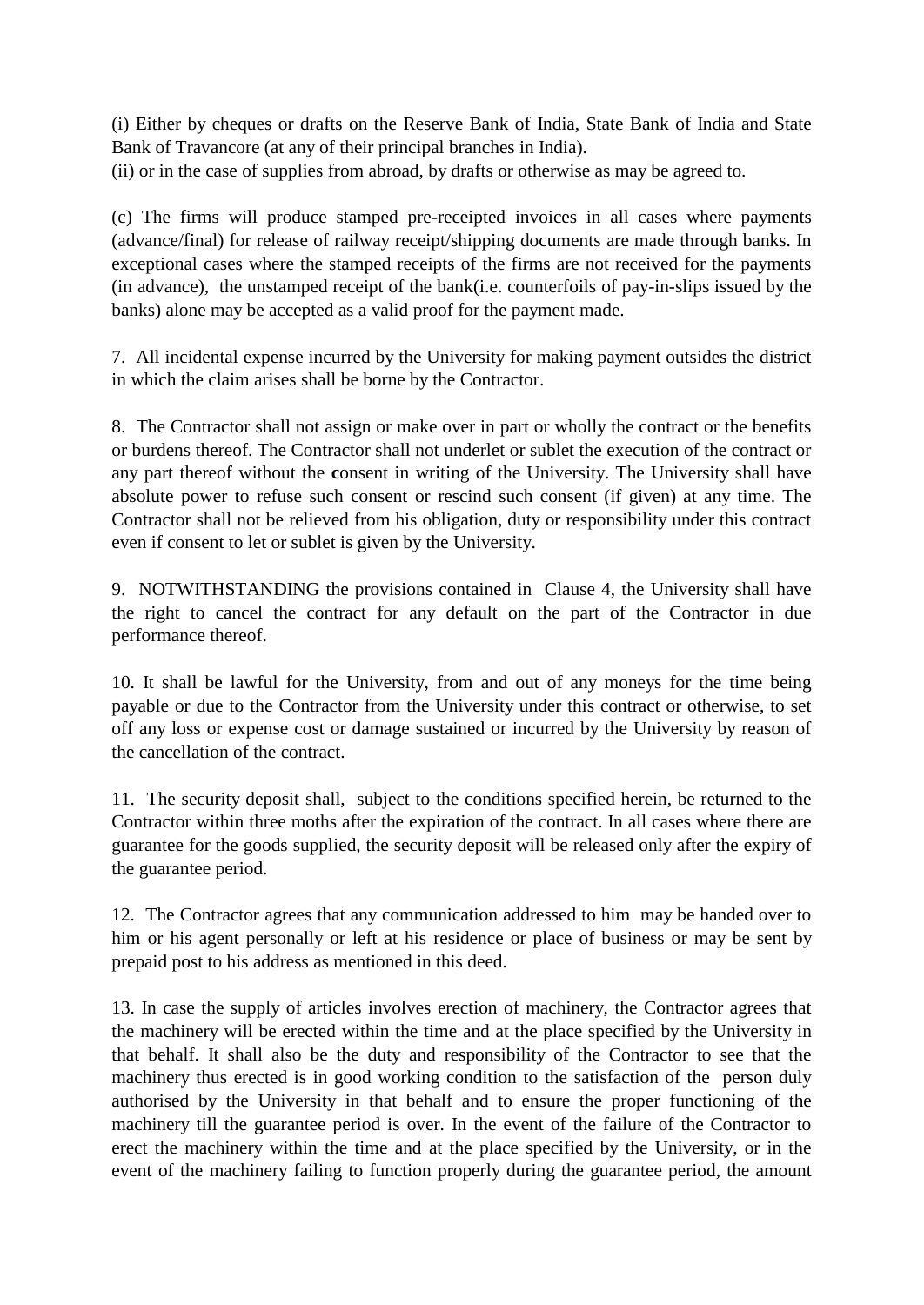(i) Either by cheques or drafts on the Reserve Bank of India, State Bank of India and State Bank of Travancore (at any of their principal branches in India).
(ii) or in the case of supplies from abroad, by drafts or otherwise as may be agreed to.

(c) The firms will produce stamped pre-receipted invoices in all cases where payments (advance/final) for release of railway receipt/shipping documents are made through banks. In exceptional cases where the stamped receipts of the firms are not received for the payments (in advance), the unstamped receipt of the bank(i.e. counterfoils of pay-in-slips issued by the banks) alone may be accepted as a valid proof for the payment made.

7. All incidental expense incurred by the University for making payment outsides the district in which the claim arises shall be borne by the Contractor.

8. The Contractor shall not assign or make over in part or wholly the contract or the benefits or burdens thereof. The Contractor shall not underlet or sublet the execution of the contract or any part thereof without the **c**onsent in writing of the University. The University shall have absolute power to refuse such consent or rescind such consent (if given) at any time. The Contractor shall not be relieved from his obligation, duty or responsibility under this contract even if consent to let or sublet is given by the University.

9. NOTWITHSTANDING the provisions contained in Clause 4, the University shall have the right to cancel the contract for any default on the part of the Contractor in due performance thereof.

10. It shall be lawful for the University, from and out of any moneys for the time being payable or due to the Contractor from the University under this contract or otherwise, to set off any loss or expense cost or damage sustained or incurred by the University by reason of the cancellation of the contract.

11. The security deposit shall, subject to the conditions specified herein, be returned to the Contractor within three moths after the expiration of the contract. In all cases where there are guarantee for the goods supplied, the security deposit will be released only after the expiry of the guarantee period.

12. The Contractor agrees that any communication addressed to him may be handed over to him or his agent personally or left at his residence or place of business or may be sent by prepaid post to his address as mentioned in this deed.

13. In case the supply of articles involves erection of machinery, the Contractor agrees that the machinery will be erected within the time and at the place specified by the University in that behalf. It shall also be the duty and responsibility of the Contractor to see that the machinery thus erected is in good working condition to the satisfaction of the person duly authorised by the University in that behalf and to ensure the proper functioning of the machinery till the guarantee period is over. In the event of the failure of the Contractor to erect the machinery within the time and at the place specified by the University, or in the event of the machinery failing to function properly during the guarantee period, the amount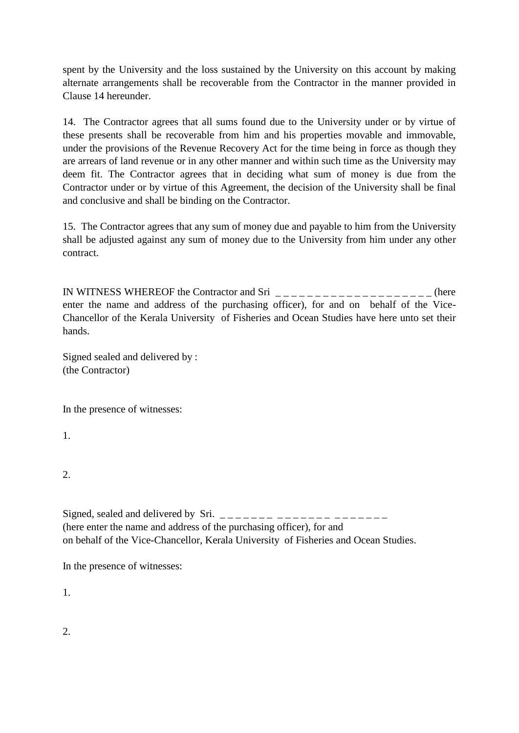spent by the University and the loss sustained by the University on this account by making alternate arrangements shall be recoverable from the Contractor in the manner provided in Clause 14 hereunder.

14. The Contractor agrees that all sums found due to the University under or by virtue of these presents shall be recoverable from him and his properties movable and immovable, under the provisions of the Revenue Recovery Act for the time being in force as though they are arrears of land revenue or in any other manner and within such time as the University may deem fit. The Contractor agrees that in deciding what sum of money is due from the Contractor under or by virtue of this Agreement, the decision of the University shall be final and conclusive and shall be binding on the Contractor.

15. The Contractor agrees that any sum of money due and payable to him from the University shall be adjusted against any sum of money due to the University from him under any other contract.

IN WITNESS WHEREOF the Contractor and Sri _ _ _ _ _ _ _ _ _ _ _ _ _ _ _ _ _ _ _ _ (here enter the name and address of the purchasing officer), for and on behalf of the Vice-Chancellor of the Kerala University of Fisheries and Ocean Studies have here unto set their hands.

Signed sealed and delivered by :
(the Contractor)

In the presence of witnesses:

1.

2.

Signed, sealed and delivered by Sri. _ _ _ _ _ _ _ _ _ _ _ _ _ _ _ _ _ _ _ _ _ _
(here enter the name and address of the purchasing officer), for and
on behalf of the Vice-Chancellor, Kerala University of Fisheries and Ocean Studies.

In the presence of witnesses:

1.

2.